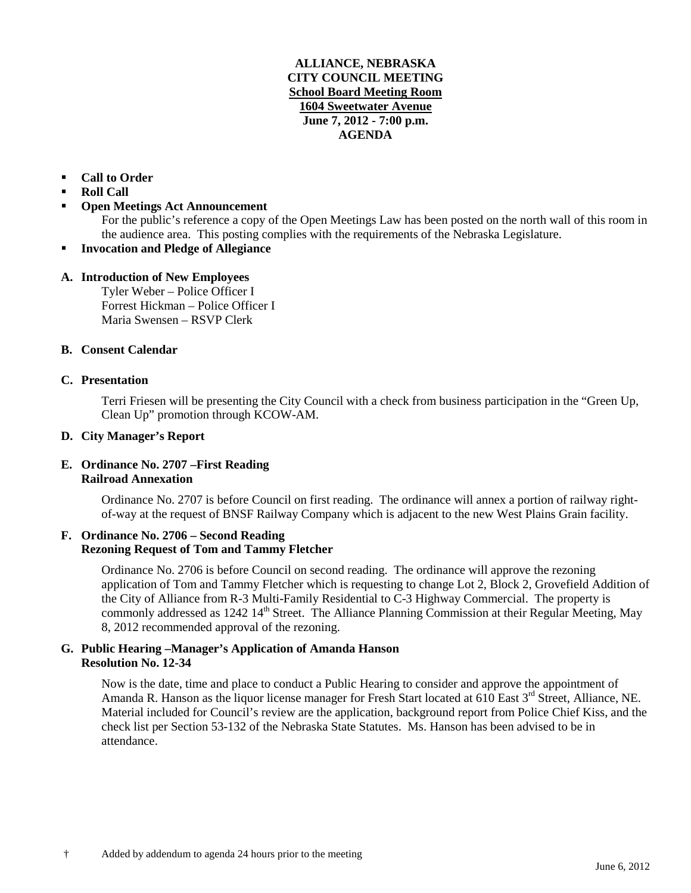**ALLIANCE, NEBRASKA**
**CITY COUNCIL MEETING**
**School Board Meeting Room**
**1604 Sweetwater Avenue**
**June 7, 2012 - 7:00 p.m.**
**AGENDA**

- **Call to Order**
- **Roll Call**
- **Open Meetings Act Announcement**
  For the public's reference a copy of the Open Meetings Law has been posted on the north wall of this room in the audience area. This posting complies with the requirements of the Nebraska Legislature.
- **Invocation and Pledge of Allegiance**

**A. Introduction of New Employees**

Tyler Weber – Police Officer I
Forrest Hickman – Police Officer I
Maria Swensen – RSVP Clerk

**B. Consent Calendar**

**C. Presentation**

Terri Friesen will be presenting the City Council with a check from business participation in the "Green Up, Clean Up" promotion through KCOW-AM.

**D. City Manager's Report**

**E. Ordinance No. 2707 –First Reading**
**Railroad Annexation**

Ordinance No. 2707 is before Council on first reading. The ordinance will annex a portion of railway right-of-way at the request of BNSF Railway Company which is adjacent to the new West Plains Grain facility.

**F. Ordinance No. 2706 – Second Reading**
**Rezoning Request of Tom and Tammy Fletcher**

Ordinance No. 2706 is before Council on second reading. The ordinance will approve the rezoning application of Tom and Tammy Fletcher which is requesting to change Lot 2, Block 2, Grovefield Addition of the City of Alliance from R-3 Multi-Family Residential to C-3 Highway Commercial. The property is commonly addressed as 1242 14th Street. The Alliance Planning Commission at their Regular Meeting, May 8, 2012 recommended approval of the rezoning.

**G. Public Hearing –Manager's Application of Amanda Hanson**
**Resolution No. 12-34**

Now is the date, time and place to conduct a Public Hearing to consider and approve the appointment of Amanda R. Hanson as the liquor license manager for Fresh Start located at 610 East 3rd Street, Alliance, NE. Material included for Council's review are the application, background report from Police Chief Kiss, and the check list per Section 53-132 of the Nebraska State Statutes. Ms. Hanson has been advised to be in attendance.

† Added by addendum to agenda 24 hours prior to the meeting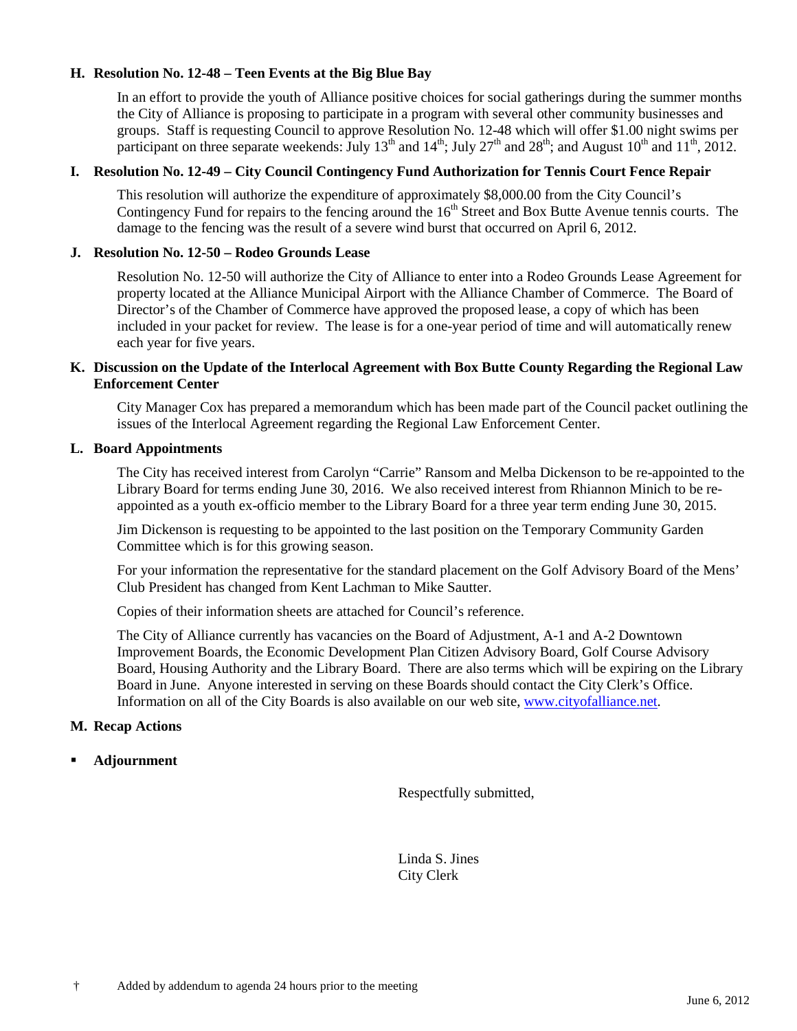**H. Resolution No. 12-48 – Teen Events at the Big Blue Bay**

In an effort to provide the youth of Alliance positive choices for social gatherings during the summer months the City of Alliance is proposing to participate in a program with several other community businesses and groups. Staff is requesting Council to approve Resolution No. 12-48 which will offer $1.00 night swims per participant on three separate weekends: July 13th and 14th; July 27th and 28th; and August 10th and 11th, 2012.

**I. Resolution No. 12-49 – City Council Contingency Fund Authorization for Tennis Court Fence Repair**

This resolution will authorize the expenditure of approximately $8,000.00 from the City Council's Contingency Fund for repairs to the fencing around the 16th Street and Box Butte Avenue tennis courts. The damage to the fencing was the result of a severe wind burst that occurred on April 6, 2012.

**J. Resolution No. 12-50 – Rodeo Grounds Lease**

Resolution No. 12-50 will authorize the City of Alliance to enter into a Rodeo Grounds Lease Agreement for property located at the Alliance Municipal Airport with the Alliance Chamber of Commerce. The Board of Director's of the Chamber of Commerce have approved the proposed lease, a copy of which has been included in your packet for review. The lease is for a one-year period of time and will automatically renew each year for five years.

**K. Discussion on the Update of the Interlocal Agreement with Box Butte County Regarding the Regional Law Enforcement Center**

City Manager Cox has prepared a memorandum which has been made part of the Council packet outlining the issues of the Interlocal Agreement regarding the Regional Law Enforcement Center.

**L. Board Appointments**

The City has received interest from Carolyn "Carrie" Ransom and Melba Dickenson to be re-appointed to the Library Board for terms ending June 30, 2016. We also received interest from Rhiannon Minich to be re-appointed as a youth ex-officio member to the Library Board for a three year term ending June 30, 2015.

Jim Dickenson is requesting to be appointed to the last position on the Temporary Community Garden Committee which is for this growing season.

For your information the representative for the standard placement on the Golf Advisory Board of the Mens' Club President has changed from Kent Lachman to Mike Sautter.

Copies of their information sheets are attached for Council's reference.

The City of Alliance currently has vacancies on the Board of Adjustment, A-1 and A-2 Downtown Improvement Boards, the Economic Development Plan Citizen Advisory Board, Golf Course Advisory Board, Housing Authority and the Library Board. There are also terms which will be expiring on the Library Board in June. Anyone interested in serving on these Boards should contact the City Clerk's Office. Information on all of the City Boards is also available on our web site, www.cityofalliance.net.

**M. Recap Actions**

- **Adjournment**

Respectfully submitted,

Linda S. Jines
City Clerk

† Added by addendum to agenda 24 hours prior to the meeting

June 6, 2012